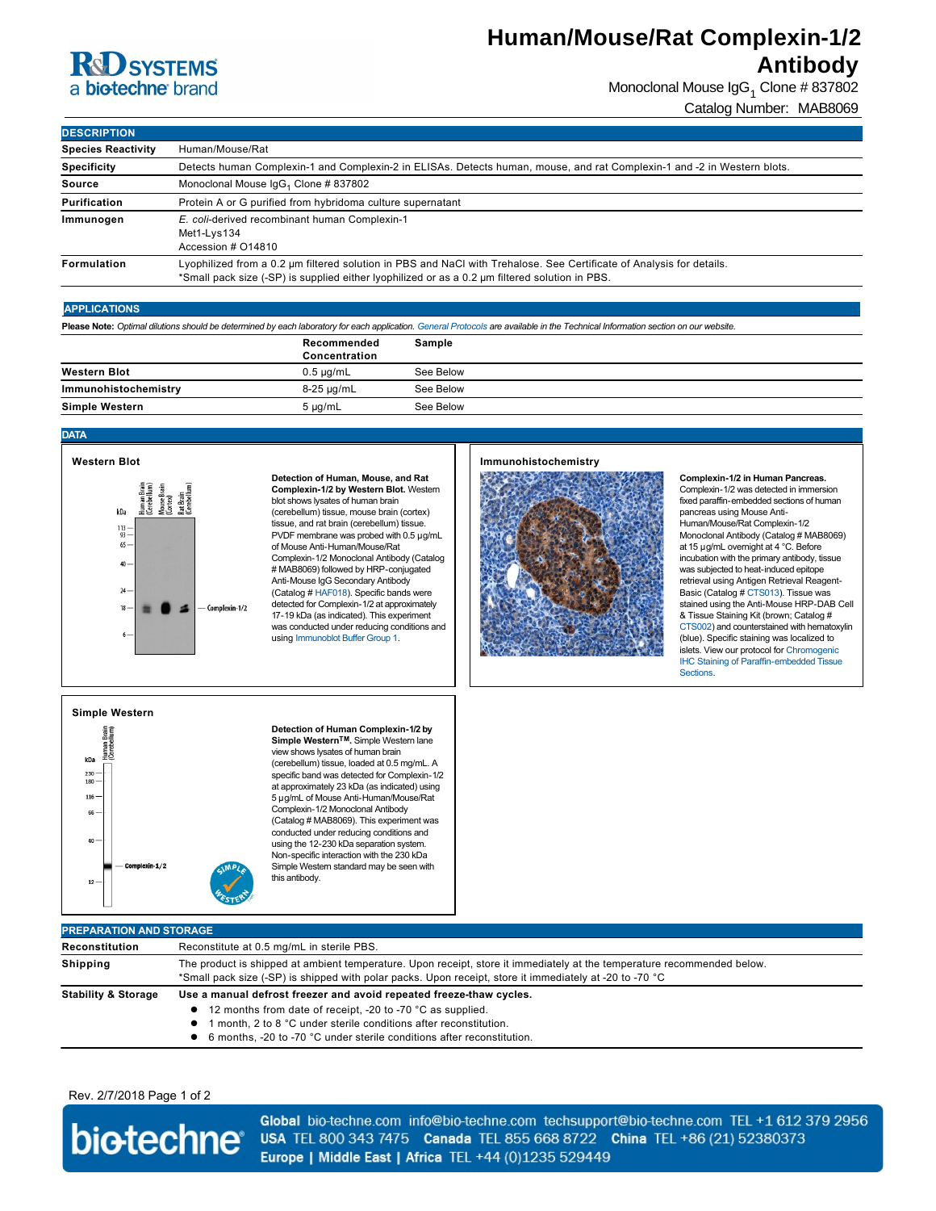# Human/Mouse/Rat Complexin-1/2 Antibody

Monoclonal Mouse $IgG_1$ Clone # 837802

Catalog Number: MAB8069

## DESCRIPTION

| | |
|---|---|
| **Species Reactivity** | Human/Mouse/Rat |
| **Specificity** | Detects human Complexin-1 and Complexin-2 in ELISAs. Detects human, mouse, and rat Complexin-1 and -2 in Western blots. |
| **Source** | Monoclonal Mouse $IgG_1$ Clone # 837802 |
| **Purification** | Protein A or G purified from hybridoma culture supernatant |
| **Immunogen** | *E. coli*-derived recombinant human Complexin-1<br>Met1-Lys134<br>Accession # O14810 |
| **Formulation** | Lyophilized from a 0.2 μm filtered solution in PBS and NaCl with Trehalose. See Certificate of Analysis for details.<br>*Small pack size (-SP) is supplied either lyophilized or as a 0.2 μm filtered solution in PBS. |

## APPLICATIONS

**Please Note:** *Optimal dilutions should be determined by each laboratory for each application. General Protocols are available in the Technical Information section on our website.*

| | Recommended Concentration | Sample |
|---|---|---|
| **Western Blot** | 0.5 μg/mL | See Below |
| **Immunohistochemistry** | 8-25 μg/mL | See Below |
| **Simple Western** | 5 μg/mL | See Below |

## DATA

### Western Blot

**Detection of Human, Mouse, and Rat Complexin-1/2 by Western Blot.** Western blot shows lysates of human brain (cerebellum) tissue, mouse brain (cortex) tissue, and rat brain (cerebellum) tissue. PVDF membrane was probed with 0.5 μg/mL of Mouse Anti-Human/Mouse/Rat Complexin-1/2 Monoclonal Antibody (Catalog # MAB8069) followed by HRP-conjugated Anti-Mouse IgG Secondary Antibody (Catalog # HAF018). Specific bands were detected for Complexin-1/2 at approximately 17-19 kDa (as indicated). This experiment was conducted under reducing conditions and using Immunoblot Buffer Group 1.

### Immunohistochemistry

**Complexin-1/2 in Human Pancreas.** Complexin-1/2 was detected in immersion fixed paraffin-embedded sections of human pancreas using Mouse Anti-Human/Mouse/Rat Complexin-1/2 Monoclonal Antibody (Catalog # MAB8069) at 15 μg/mL overnight at 4 °C. Before incubation with the primary antibody, tissue was subjected to heat-induced epitope retrieval using Antigen Retrieval Reagent-Basic (Catalog # CTS013). Tissue was stained using the Anti-Mouse HRP-DAB Cell & Tissue Staining Kit (brown; Catalog # CTS002) and counterstained with hematoxylin (blue). Specific staining was localized to islets. View our protocol for Chromogenic IHC Staining of Paraffin-embedded Tissue Sections.

### Simple Western

**Detection of Human Complexin-1/2 by Simple Western™.** Simple Western lane view shows lysates of human brain (cerebellum) tissue, loaded at 0.5 mg/mL. A specific band was detected for Complexin-1/2 at approximately 23 kDa (as indicated) using 5 μg/mL of Mouse Anti-Human/Mouse/Rat Complexin-1/2 Monoclonal Antibody (Catalog # MAB8069). This experiment was conducted under reducing conditions and using the 12-230 kDa separation system. Non-specific interaction with the 230 kDa Simple Western standard may be seen with this antibody.

## PREPARATION AND STORAGE

| | |
|---|---|
| **Reconstitution** | Reconstitute at 0.5 mg/mL in sterile PBS. |
| **Shipping** | The product is shipped at ambient temperature. Upon receipt, store it immediately at the temperature recommended below.<br>*Small pack size (-SP) is shipped with polar packs. Upon receipt, store it immediately at -20 to -70 °C |
| **Stability & Storage** | **Use a manual defrost freezer and avoid repeated freeze-thaw cycles.**<br>● 12 months from date of receipt, -20 to -70 °C as supplied.<br>● 1 month, 2 to 8 °C under sterile conditions after reconstitution.<br>● 6 months, -20 to -70 °C under sterile conditions after reconstitution. |

Rev. 2/7/2018

**Global** bio-techne.com info@bio-techne.com techsupport@bio-techne.com TEL +1 612 379 2956 **USA** TEL 800 343 7475 **Canada** TEL 855 668 8722 **China** TEL +86 (21) 52380373 **Europe | Middle East | Africa** TEL +44 (0)1235 529449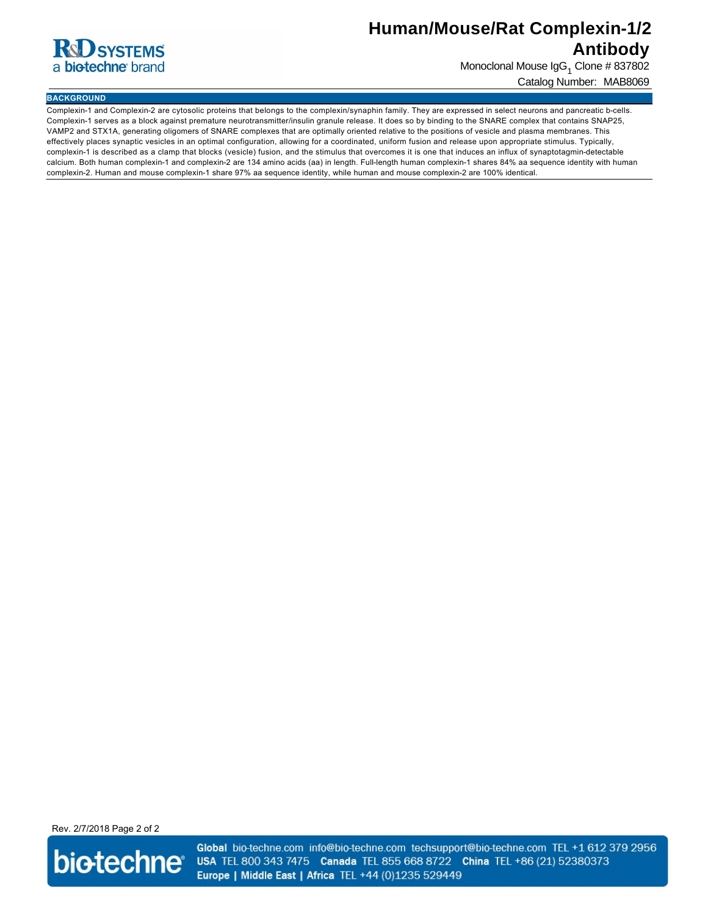## BACKGROUND

Complexin-1 and Complexin-2 are cytosolic proteins that belongs to the complexin/synaphin family. They are expressed in select neurons and pancreatic b-cells. Complexin-1 serves as a block against premature neurotransmitter/insulin granule release. It does so by binding to the SNARE complex that contains SNAP25, VAMP2 and STX1A, generating oligomers of SNARE complexes that are optimally oriented relative to the positions of vesicle and plasma membranes. This effectively places synaptic vesicles in an optimal configuration, allowing for a coordinated, uniform fusion and release upon appropriate stimulus. Typically, complexin-1 is described as a clamp that blocks (vesicle) fusion, and the stimulus that overcomes it is one that induces an influx of synaptotagmin-detectable calcium. Both human complexin-1 and complexin-2 are 134 amino acids (aa) in length. Full-length human complexin-1 shares 84% aa sequence identity with human complexin-2. Human and mouse complexin-1 share 97% aa sequence identity, while human and mouse complexin-2 are 100% identical.

Rev. 2/7/2018

**Global** bio-techne.com info@bio-techne.com techsupport@bio-techne.com TEL +1 612 379 2956
**USA** TEL 800 343 7475 **Canada** TEL 855 668 8722 **China** TEL +86 (21) 52380373
**Europe | Middle East | Africa** TEL +44 (0)1235 529449